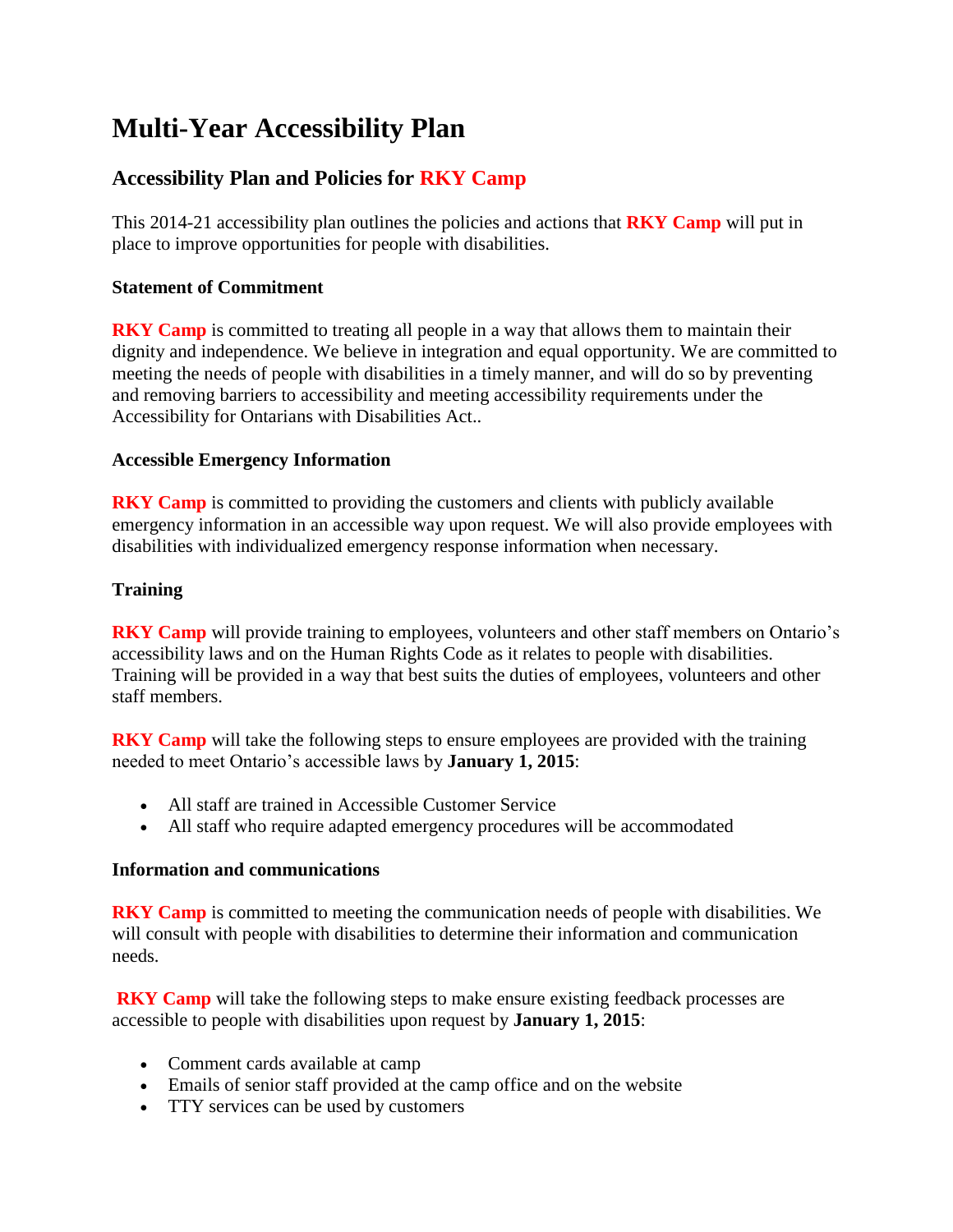# Multi-Year Accessibility Plan

## Accessibility Plan and Policies for **RKY Camp**

This 2014-21 accessibility plan outlines the policies and actions that **RKY Camp** will put in place to improve opportunities for people with disabilities.

**Statement of Commitment**

**RKY Camp** is committed to treating all people in a way that allows them to maintain their dignity and independence. We believe in integration and equal opportunity. We are committed to meeting the needs of people with disabilities in a timely manner, and will do so by preventing and removing barriers to accessibility and meeting accessibility requirements under the Accessibility for Ontarians with Disabilities Act..

**Accessible Emergency Information**

**RKY Camp** is committed to providing the customers and clients with publicly available emergency information in an accessible way upon request. We will also provide employees with disabilities with individualized emergency response information when necessary.

**Training**

**RKY Camp** will provide training to employees, volunteers and other staff members on Ontario's accessibility laws and on the Human Rights Code as it relates to people with disabilities. Training will be provided in a way that best suits the duties of employees, volunteers and other staff members.

**RKY Camp** will take the following steps to ensure employees are provided with the training needed to meet Ontario's accessible laws by **January 1, 2015**:

- All staff are trained in Accessible Customer Service
- All staff who require adapted emergency procedures will be accommodated

**Information and communications**

**RKY Camp** is committed to meeting the communication needs of people with disabilities. We will consult with people with disabilities to determine their information and communication needs.

**RKY Camp** will take the following steps to make ensure existing feedback processes are accessible to people with disabilities upon request by **January 1, 2015**:

- Comment cards available at camp
- Emails of senior staff provided at the camp office and on the website
- TTY services can be used by customers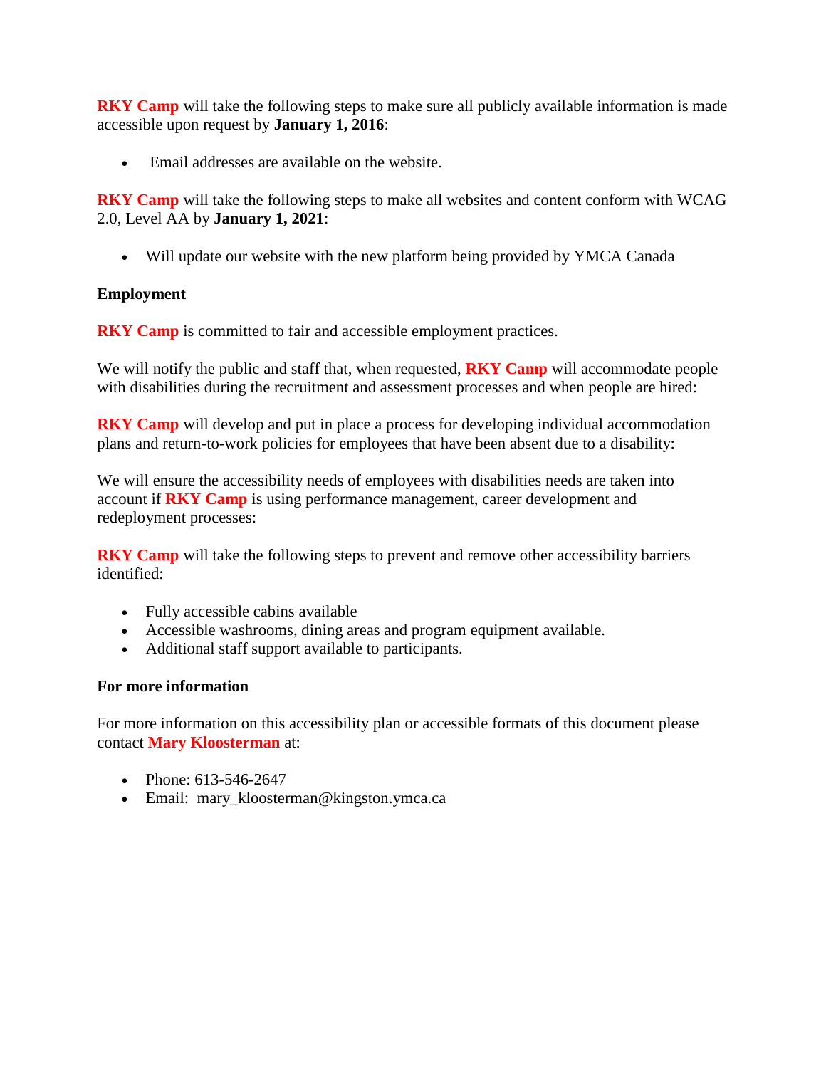**RKY Camp** will take the following steps to make sure all publicly available information is made accessible upon request by **January 1, 2016**:

- Email addresses are available on the website.

**RKY Camp** will take the following steps to make all websites and content conform with WCAG 2.0, Level AA by **January 1, 2021**:

- Will update our website with the new platform being provided by YMCA Canada

**Employment**

**RKY Camp** is committed to fair and accessible employment practices.

We will notify the public and staff that, when requested, **RKY Camp** will accommodate people with disabilities during the recruitment and assessment processes and when people are hired:

**RKY Camp** will develop and put in place a process for developing individual accommodation plans and return-to-work policies for employees that have been absent due to a disability:

We will ensure the accessibility needs of employees with disabilities needs are taken into account if **RKY Camp** is using performance management, career development and redeployment processes:

**RKY Camp** will take the following steps to prevent and remove other accessibility barriers identified:

- Fully accessible cabins available
- Accessible washrooms, dining areas and program equipment available.
- Additional staff support available to participants.

**For more information**

For more information on this accessibility plan or accessible formats of this document please contact **Mary Kloosterman** at:

- Phone: 613-546-2647
- Email: mary_kloosterman@kingston.ymca.ca